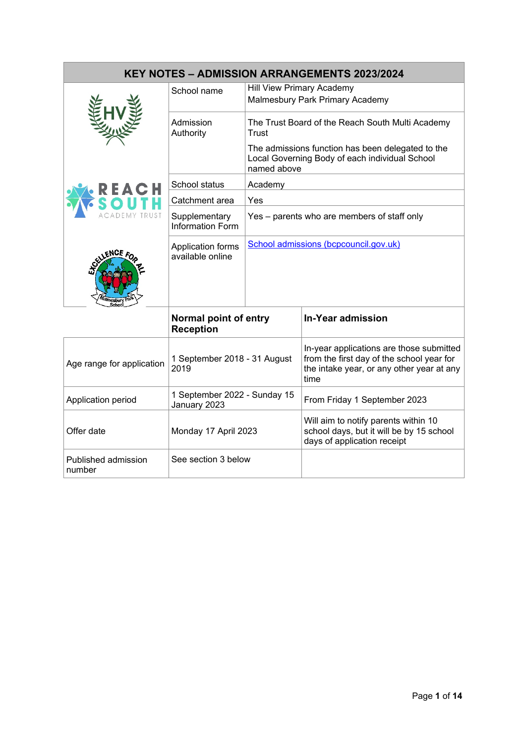## KEY NOTES – ADMISSION ARRANGEMENTS 2023/2024

| | |
|---|---|
| School name | Hill View Primary Academy<br>Malmesbury Park Primary Academy |
| Admission Authority | The Trust Board of the Reach South Multi Academy Trust<br><br>The admissions function has been delegated to the Local Governing Body of each individual School named above |
| School status | Academy |
| Catchment area | Yes |
| Supplementary Information Form | Yes – parents who are members of staff only |
| Application forms available online | [School admissions (bcpcouncil.gov.uk)](School admissions (bcpcouncil.gov.uk)) |

| | **Normal point of entry Reception** | **In-Year admission** |
|---|---|---|
| Age range for application | 1 September 2018 - 31 August 2019 | In-year applications are those submitted from the first day of the school year for the intake year, or any other year at any time |
| Application period | 1 September 2022 - Sunday 15 January 2023 | From Friday 1 September 2023 |
| Offer date | Monday 17 April 2023 | Will aim to notify parents within 10 school days, but it will be by 15 school days of application receipt |
| Published admission number | See section 3 below | |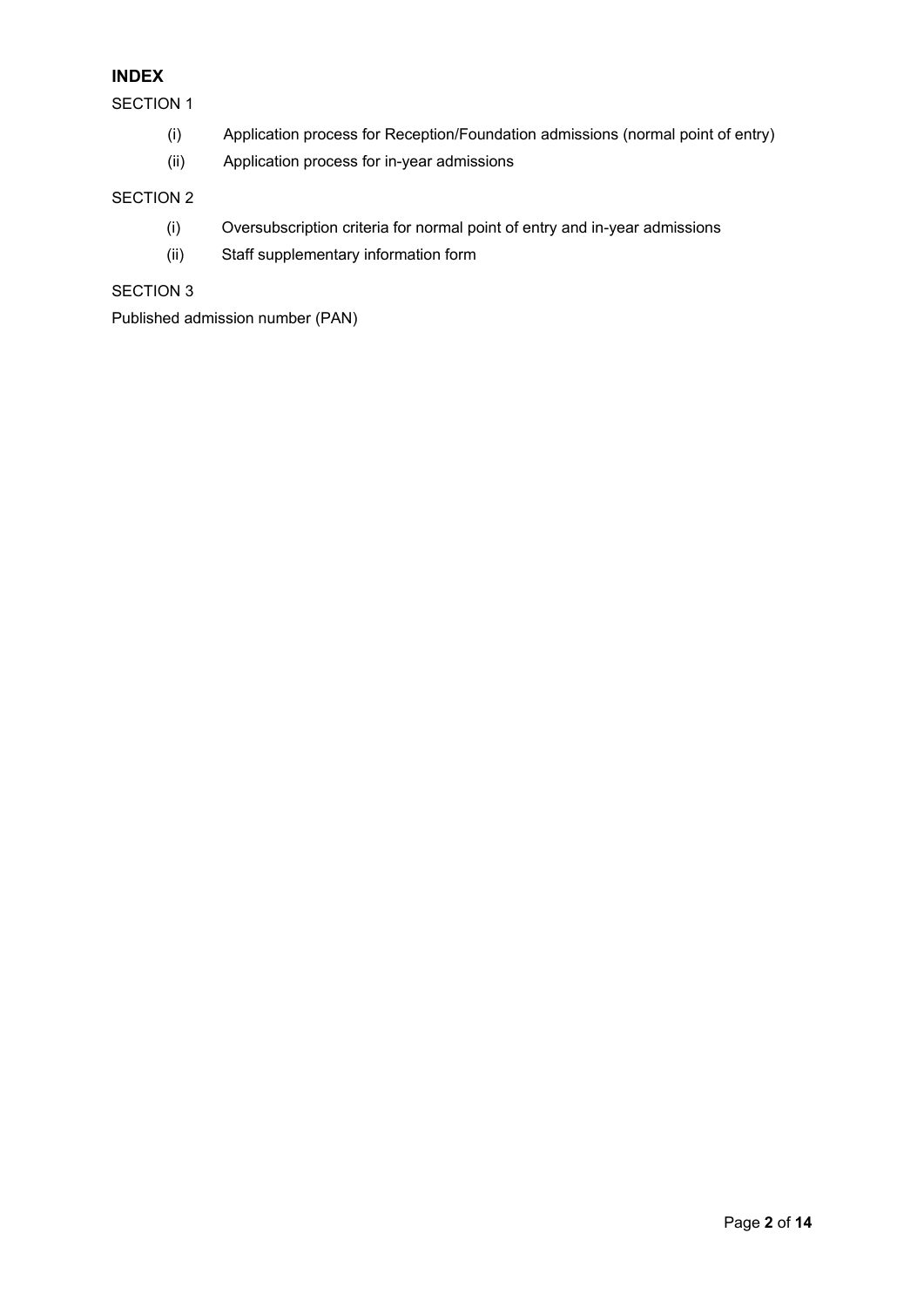## INDEX

SECTION 1

- (i) Application process for Reception/Foundation admissions (normal point of entry)
- (ii) Application process for in-year admissions

SECTION 2

- (i) Oversubscription criteria for normal point of entry and in-year admissions
- (ii) Staff supplementary information form

SECTION 3

Published admission number (PAN)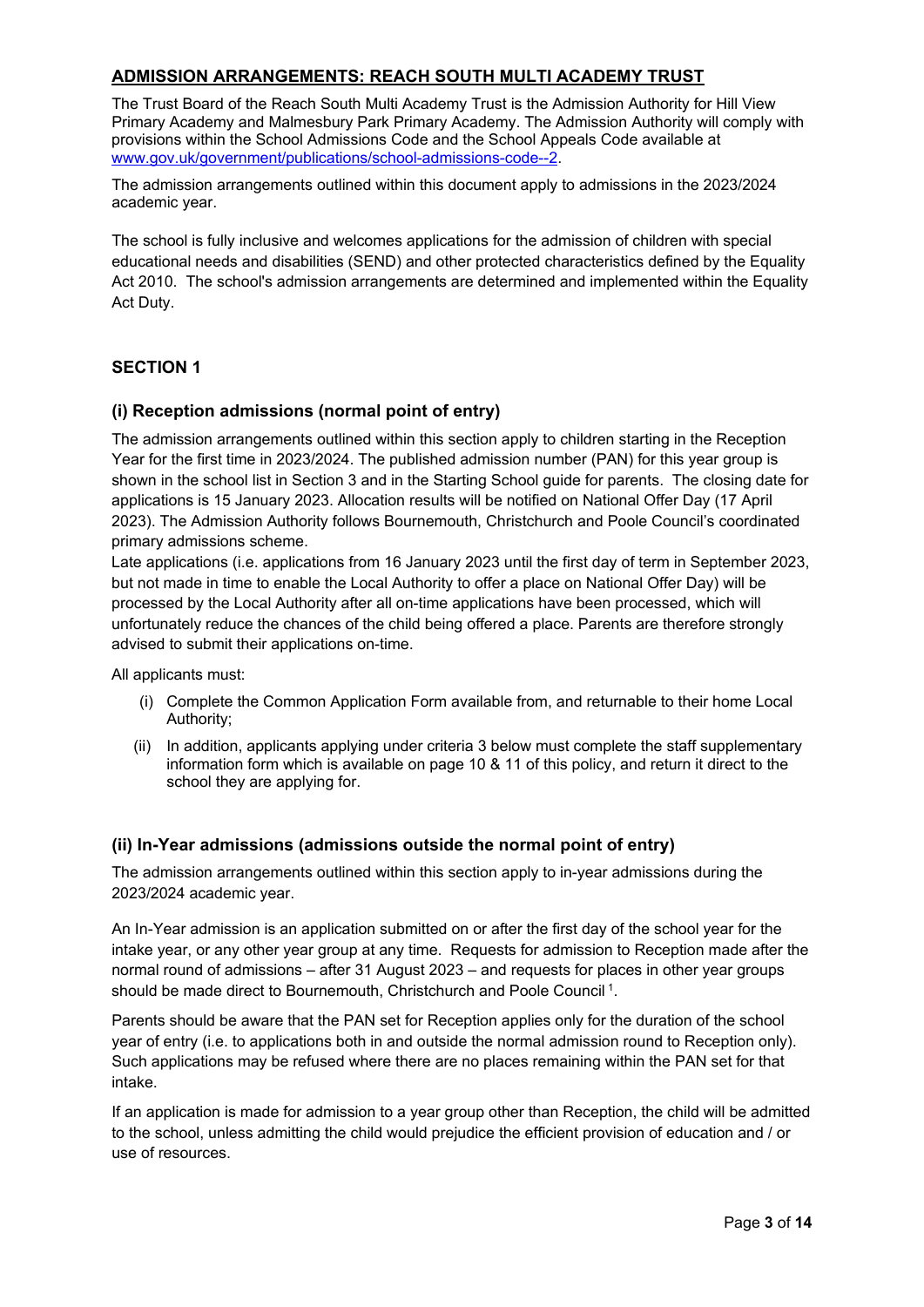## ADMISSION ARRANGEMENTS: REACH SOUTH MULTI ACADEMY TRUST

The Trust Board of the Reach South Multi Academy Trust is the Admission Authority for Hill View Primary Academy and Malmesbury Park Primary Academy. The Admission Authority will comply with provisions within the School Admissions Code and the School Appeals Code available at www.gov.uk/government/publications/school-admissions-code--2.

The admission arrangements outlined within this document apply to admissions in the 2023/2024 academic year.

The school is fully inclusive and welcomes applications for the admission of children with special educational needs and disabilities (SEND) and other protected characteristics defined by the Equality Act 2010. The school's admission arrangements are determined and implemented within the Equality Act Duty.

## SECTION 1

### (i) Reception admissions (normal point of entry)

The admission arrangements outlined within this section apply to children starting in the Reception Year for the first time in 2023/2024. The published admission number (PAN) for this year group is shown in the school list in Section 3 and in the Starting School guide for parents. The closing date for applications is 15 January 2023. Allocation results will be notified on National Offer Day (17 April 2023). The Admission Authority follows Bournemouth, Christchurch and Poole Council's coordinated primary admissions scheme.

Late applications (i.e. applications from 16 January 2023 until the first day of term in September 2023, but not made in time to enable the Local Authority to offer a place on National Offer Day) will be processed by the Local Authority after all on-time applications have been processed, which will unfortunately reduce the chances of the child being offered a place. Parents are therefore strongly advised to submit their applications on-time.

All applicants must:

(i) Complete the Common Application Form available from, and returnable to their home Local Authority;

(ii) In addition, applicants applying under criteria 3 below must complete the staff supplementary information form which is available on page 10 & 11 of this policy, and return it direct to the school they are applying for.

### (ii) In-Year admissions (admissions outside the normal point of entry)

The admission arrangements outlined within this section apply to in-year admissions during the 2023/2024 academic year.

An In-Year admission is an application submitted on or after the first day of the school year for the intake year, or any other year group at any time. Requests for admission to Reception made after the normal round of admissions – after 31 August 2023 – and requests for places in other year groups should be made direct to Bournemouth, Christchurch and Poole Council [1].

Parents should be aware that the PAN set for Reception applies only for the duration of the school year of entry (i.e. to applications both in and outside the normal admission round to Reception only). Such applications may be refused where there are no places remaining within the PAN set for that intake.

If an application is made for admission to a year group other than Reception, the child will be admitted to the school, unless admitting the child would prejudice the efficient provision of education and / or use of resources.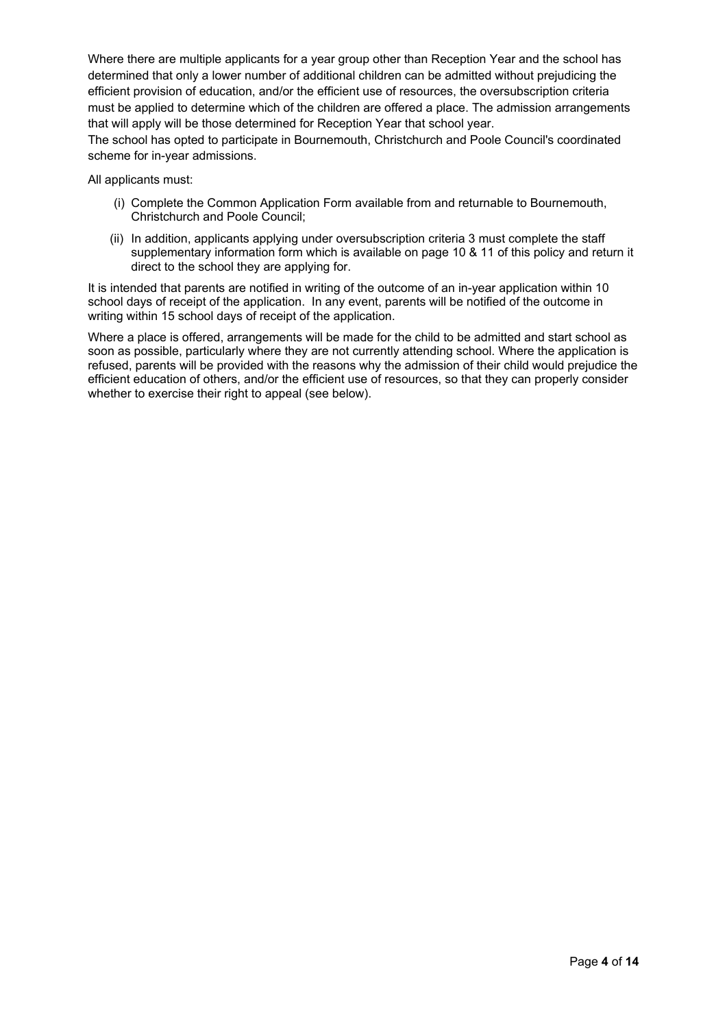Where there are multiple applicants for a year group other than Reception Year and the school has determined that only a lower number of additional children can be admitted without prejudicing the efficient provision of education, and/or the efficient use of resources, the oversubscription criteria must be applied to determine which of the children are offered a place. The admission arrangements that will apply will be those determined for Reception Year that school year.

The school has opted to participate in Bournemouth, Christchurch and Poole Council's coordinated scheme for in-year admissions.

All applicants must:

(i) Complete the Common Application Form available from and returnable to Bournemouth, Christchurch and Poole Council;

(ii) In addition, applicants applying under oversubscription criteria 3 must complete the staff supplementary information form which is available on page 10 & 11 of this policy and return it direct to the school they are applying for.

It is intended that parents are notified in writing of the outcome of an in-year application within 10 school days of receipt of the application. In any event, parents will be notified of the outcome in writing within 15 school days of receipt of the application.

Where a place is offered, arrangements will be made for the child to be admitted and start school as soon as possible, particularly where they are not currently attending school. Where the application is refused, parents will be provided with the reasons why the admission of their child would prejudice the efficient education of others, and/or the efficient use of resources, so that they can properly consider whether to exercise their right to appeal (see below).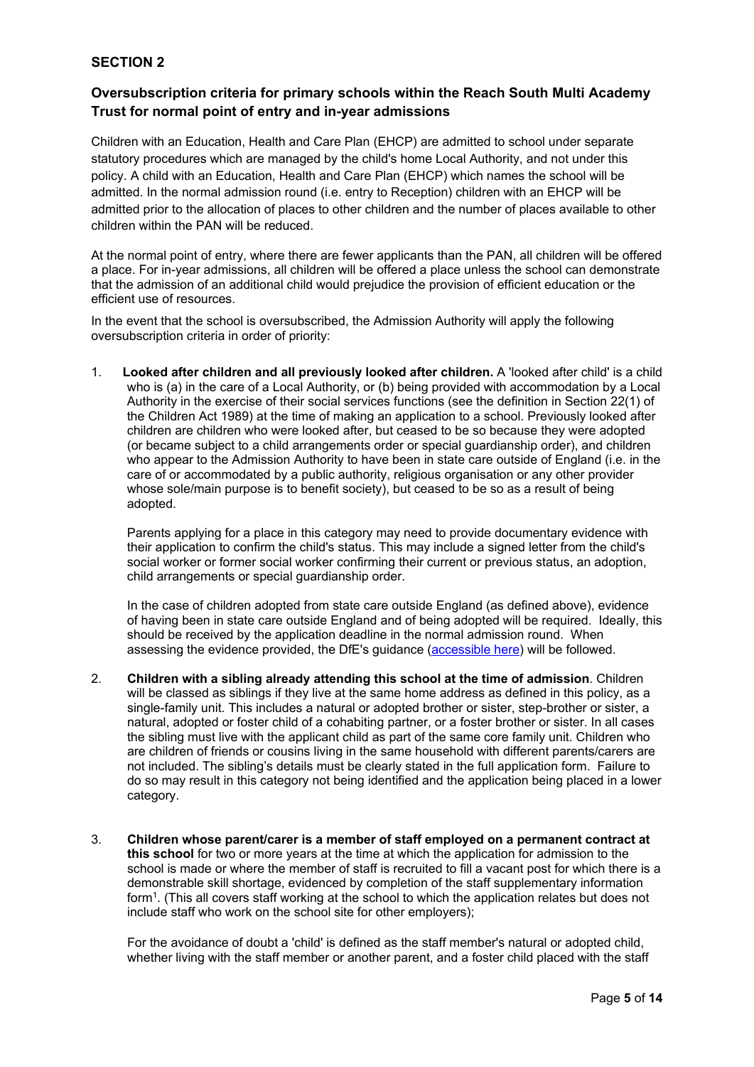## SECTION 2

### Oversubscription criteria for primary schools within the Reach South Multi Academy Trust for normal point of entry and in-year admissions

Children with an Education, Health and Care Plan (EHCP) are admitted to school under separate statutory procedures which are managed by the child's home Local Authority, and not under this policy. A child with an Education, Health and Care Plan (EHCP) which names the school will be admitted. In the normal admission round (i.e. entry to Reception) children with an EHCP will be admitted prior to the allocation of places to other children and the number of places available to other children within the PAN will be reduced.

At the normal point of entry, where there are fewer applicants than the PAN, all children will be offered a place. For in-year admissions, all children will be offered a place unless the school can demonstrate that the admission of an additional child would prejudice the provision of efficient education or the efficient use of resources.

In the event that the school is oversubscribed, the Admission Authority will apply the following oversubscription criteria in order of priority:

1. **Looked after children and all previously looked after children.** A 'looked after child' is a child who is (a) in the care of a Local Authority, or (b) being provided with accommodation by a Local Authority in the exercise of their social services functions (see the definition in Section 22(1) of the Children Act 1989) at the time of making an application to a school. Previously looked after children are children who were looked after, but ceased to be so because they were adopted (or became subject to a child arrangements order or special guardianship order), and children who appear to the Admission Authority to have been in state care outside of England (i.e. in the care of or accommodated by a public authority, religious organisation or any other provider whose sole/main purpose is to benefit society), but ceased to be so as a result of being adopted.

   Parents applying for a place in this category may need to provide documentary evidence with their application to confirm the child's status. This may include a signed letter from the child's social worker or former social worker confirming their current or previous status, an adoption, child arrangements or special guardianship order.

   In the case of children adopted from state care outside England (as defined above), evidence of having been in state care outside England and of being adopted will be required. Ideally, this should be received by the application deadline in the normal admission round. When assessing the evidence provided, the DfE's guidance (accessible here) will be followed.

2. **Children with a sibling already attending this school at the time of admission**. Children will be classed as siblings if they live at the same home address as defined in this policy, as a single-family unit. This includes a natural or adopted brother or sister, step-brother or sister, a natural, adopted or foster child of a cohabiting partner, or a foster brother or sister. In all cases the sibling must live with the applicant child as part of the same core family unit. Children who are children of friends or cousins living in the same household with different parents/carers are not included. The sibling's details must be clearly stated in the full application form. Failure to do so may result in this category not being identified and the application being placed in a lower category.

3. **Children whose parent/carer is a member of staff employed on a permanent contract at this school** for two or more years at the time at which the application for admission to the school is made or where the member of staff is recruited to fill a vacant post for which there is a demonstrable skill shortage, evidenced by completion of the staff supplementary information form[1]. (This all covers staff working at the school to which the application relates but does not include staff who work on the school site for other employers);

   For the avoidance of doubt a 'child' is defined as the staff member's natural or adopted child, whether living with the staff member or another parent, and a foster child placed with the staff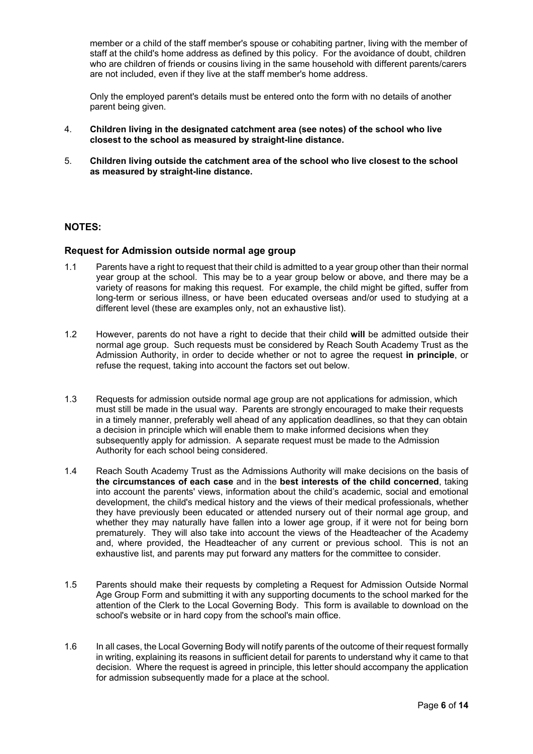member or a child of the staff member's spouse or cohabiting partner, living with the member of staff at the child's home address as defined by this policy. For the avoidance of doubt, children who are children of friends or cousins living in the same household with different parents/carers are not included, even if they live at the staff member's home address.

Only the employed parent's details must be entered onto the form with no details of another parent being given.

4. **Children living in the designated catchment area (see notes) of the school who live closest to the school as measured by straight-line distance.**

5. **Children living outside the catchment area of the school who live closest to the school as measured by straight-line distance.**

## NOTES:

### Request for Admission outside normal age group

1.1 Parents have a right to request that their child is admitted to a year group other than their normal year group at the school. This may be to a year group below or above, and there may be a variety of reasons for making this request. For example, the child might be gifted, suffer from long-term or serious illness, or have been educated overseas and/or used to studying at a different level (these are examples only, not an exhaustive list).

1.2 However, parents do not have a right to decide that their child **will** be admitted outside their normal age group. Such requests must be considered by Reach South Academy Trust as the Admission Authority, in order to decide whether or not to agree the request **in principle**, or refuse the request, taking into account the factors set out below.

1.3 Requests for admission outside normal age group are not applications for admission, which must still be made in the usual way. Parents are strongly encouraged to make their requests in a timely manner, preferably well ahead of any application deadlines, so that they can obtain a decision in principle which will enable them to make informed decisions when they subsequently apply for admission. A separate request must be made to the Admission Authority for each school being considered.

1.4 Reach South Academy Trust as the Admissions Authority will make decisions on the basis of **the circumstances of each case** and in the **best interests of the child concerned**, taking into account the parents' views, information about the child's academic, social and emotional development, the child's medical history and the views of their medical professionals, whether they have previously been educated or attended nursery out of their normal age group, and whether they may naturally have fallen into a lower age group, if it were not for being born prematurely. They will also take into account the views of the Headteacher of the Academy and, where provided, the Headteacher of any current or previous school. This is not an exhaustive list, and parents may put forward any matters for the committee to consider.

1.5 Parents should make their requests by completing a Request for Admission Outside Normal Age Group Form and submitting it with any supporting documents to the school marked for the attention of the Clerk to the Local Governing Body. This form is available to download on the school's website or in hard copy from the school's main office.

1.6 In all cases, the Local Governing Body will notify parents of the outcome of their request formally in writing, explaining its reasons in sufficient detail for parents to understand why it came to that decision. Where the request is agreed in principle, this letter should accompany the application for admission subsequently made for a place at the school.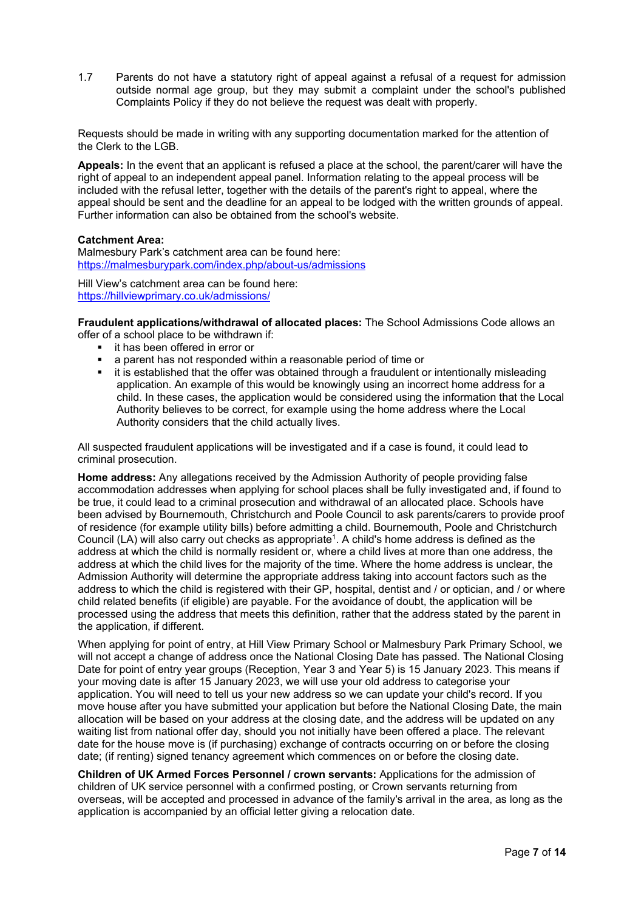1.7 Parents do not have a statutory right of appeal against a refusal of a request for admission outside normal age group, but they may submit a complaint under the school's published Complaints Policy if they do not believe the request was dealt with properly.

Requests should be made in writing with any supporting documentation marked for the attention of the Clerk to the LGB.

**Appeals:** In the event that an applicant is refused a place at the school, the parent/carer will have the right of appeal to an independent appeal panel. Information relating to the appeal process will be included with the refusal letter, together with the details of the parent's right to appeal, where the appeal should be sent and the deadline for an appeal to be lodged with the written grounds of appeal. Further information can also be obtained from the school's website.

**Catchment Area:**
Malmesbury Park's catchment area can be found here:
https://malmesburypark.com/index.php/about-us/admissions

Hill View's catchment area can be found here:
https://hillviewprimary.co.uk/admissions/

**Fraudulent applications/withdrawal of allocated places:** The School Admissions Code allows an offer of a school place to be withdrawn if:

- it has been offered in error or
- a parent has not responded within a reasonable period of time or
- it is established that the offer was obtained through a fraudulent or intentionally misleading application. An example of this would be knowingly using an incorrect home address for a child. In these cases, the application would be considered using the information that the Local Authority believes to be correct, for example using the home address where the Local Authority considers that the child actually lives.

All suspected fraudulent applications will be investigated and if a case is found, it could lead to criminal prosecution.

**Home address:** Any allegations received by the Admission Authority of people providing false accommodation addresses when applying for school places shall be fully investigated and, if found to be true, it could lead to a criminal prosecution and withdrawal of an allocated place. Schools have been advised by Bournemouth, Christchurch and Poole Council to ask parents/carers to provide proof of residence (for example utility bills) before admitting a child. Bournemouth, Poole and Christchurch Council (LA) will also carry out checks as appropriate[1]. A child's home address is defined as the address at which the child is normally resident or, where a child lives at more than one address, the address at which the child lives for the majority of the time. Where the home address is unclear, the Admission Authority will determine the appropriate address taking into account factors such as the address to which the child is registered with their GP, hospital, dentist and / or optician, and / or where child related benefits (if eligible) are payable. For the avoidance of doubt, the application will be processed using the address that meets this definition, rather that the address stated by the parent in the application, if different.

When applying for point of entry, at Hill View Primary School or Malmesbury Park Primary School, we will not accept a change of address once the National Closing Date has passed. The National Closing Date for point of entry year groups (Reception, Year 3 and Year 5) is 15 January 2023. This means if your moving date is after 15 January 2023, we will use your old address to categorise your application. You will need to tell us your new address so we can update your child's record. If you move house after you have submitted your application but before the National Closing Date, the main allocation will be based on your address at the closing date, and the address will be updated on any waiting list from national offer day, should you not initially have been offered a place. The relevant date for the house move is (if purchasing) exchange of contracts occurring on or before the closing date; (if renting) signed tenancy agreement which commences on or before the closing date.

**Children of UK Armed Forces Personnel / crown servants:** Applications for the admission of children of UK service personnel with a confirmed posting, or Crown servants returning from overseas, will be accepted and processed in advance of the family's arrival in the area, as long as the application is accompanied by an official letter giving a relocation date.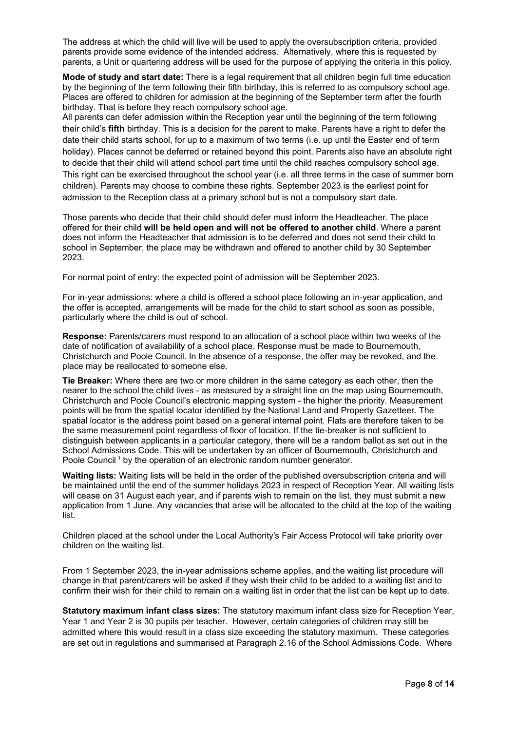The address at which the child will live will be used to apply the oversubscription criteria, provided parents provide some evidence of the intended address. Alternatively, where this is requested by parents, a Unit or quartering address will be used for the purpose of applying the criteria in this policy.

**Mode of study and start date:** There is a legal requirement that all children begin full time education by the beginning of the term following their fifth birthday, this is referred to as compulsory school age. Places are offered to children for admission at the beginning of the September term after the fourth birthday. That is before they reach compulsory school age.
All parents can defer admission within the Reception year until the beginning of the term following their child's **fifth** birthday. This is a decision for the parent to make. Parents have a right to defer the date their child starts school, for up to a maximum of two terms (i.e. up until the Easter end of term holiday). Places cannot be deferred or retained beyond this point. Parents also have an absolute right to decide that their child will attend school part time until the child reaches compulsory school age. This right can be exercised throughout the school year (i.e. all three terms in the case of summer born children). Parents may choose to combine these rights. September 2023 is the earliest point for admission to the Reception class at a primary school but is not a compulsory start date.

Those parents who decide that their child should defer must inform the Headteacher. The place offered for their child **will be held open and will not be offered to another child**. Where a parent does not inform the Headteacher that admission is to be deferred and does not send their child to school in September, the place may be withdrawn and offered to another child by 30 September 2023.

For normal point of entry: the expected point of admission will be September 2023.

For in-year admissions: where a child is offered a school place following an in-year application, and the offer is accepted, arrangements will be made for the child to start school as soon as possible, particularly where the child is out of school.

**Response:** Parents/carers must respond to an allocation of a school place within two weeks of the date of notification of availability of a school place. Response must be made to Bournemouth, Christchurch and Poole Council. In the absence of a response, the offer may be revoked, and the place may be reallocated to someone else.

**Tie Breaker:** Where there are two or more children in the same category as each other, then the nearer to the school the child lives - as measured by a straight line on the map using Bournemouth, Christchurch and Poole Council's electronic mapping system - the higher the priority. Measurement points will be from the spatial locator identified by the National Land and Property Gazetteer. The spatial locator is the address point based on a general internal point. Flats are therefore taken to be the same measurement point regardless of floor of location. If the tie-breaker is not sufficient to distinguish between applicants in a particular category, there will be a random ballot as set out in the School Admissions Code. This will be undertaken by an officer of Bournemouth, Christchurch and Poole Council [1] by the operation of an electronic random number generator.

**Waiting lists:** Waiting lists will be held in the order of the published oversubscription criteria and will be maintained until the end of the summer holidays 2023 in respect of Reception Year. All waiting lists will cease on 31 August each year, and if parents wish to remain on the list, they must submit a new application from 1 June. Any vacancies that arise will be allocated to the child at the top of the waiting list.

Children placed at the school under the Local Authority's Fair Access Protocol will take priority over children on the waiting list.

From 1 September 2023, the in-year admissions scheme applies, and the waiting list procedure will change in that parent/carers will be asked if they wish their child to be added to a waiting list and to confirm their wish for their child to remain on a waiting list in order that the list can be kept up to date.

**Statutory maximum infant class sizes:** The statutory maximum infant class size for Reception Year, Year 1 and Year 2 is 30 pupils per teacher. However, certain categories of children may still be admitted where this would result in a class size exceeding the statutory maximum. These categories are set out in regulations and summarised at Paragraph 2.16 of the School Admissions Code. Where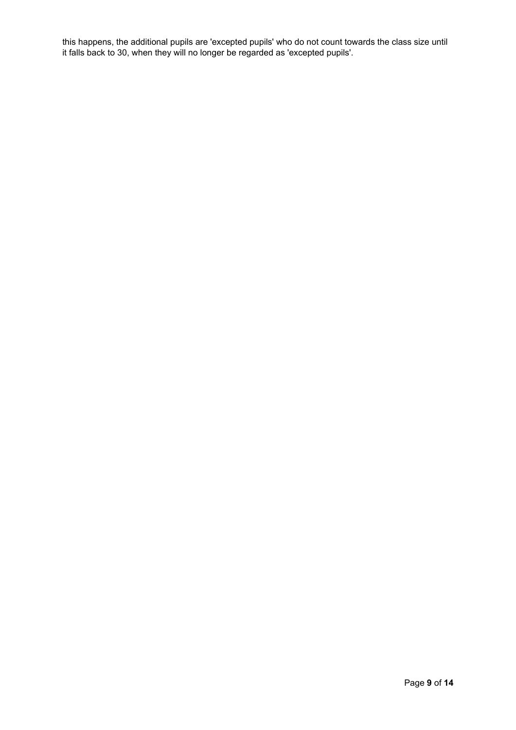this happens, the additional pupils are 'excepted pupils' who do not count towards the class size until it falls back to 30, when they will no longer be regarded as 'excepted pupils'.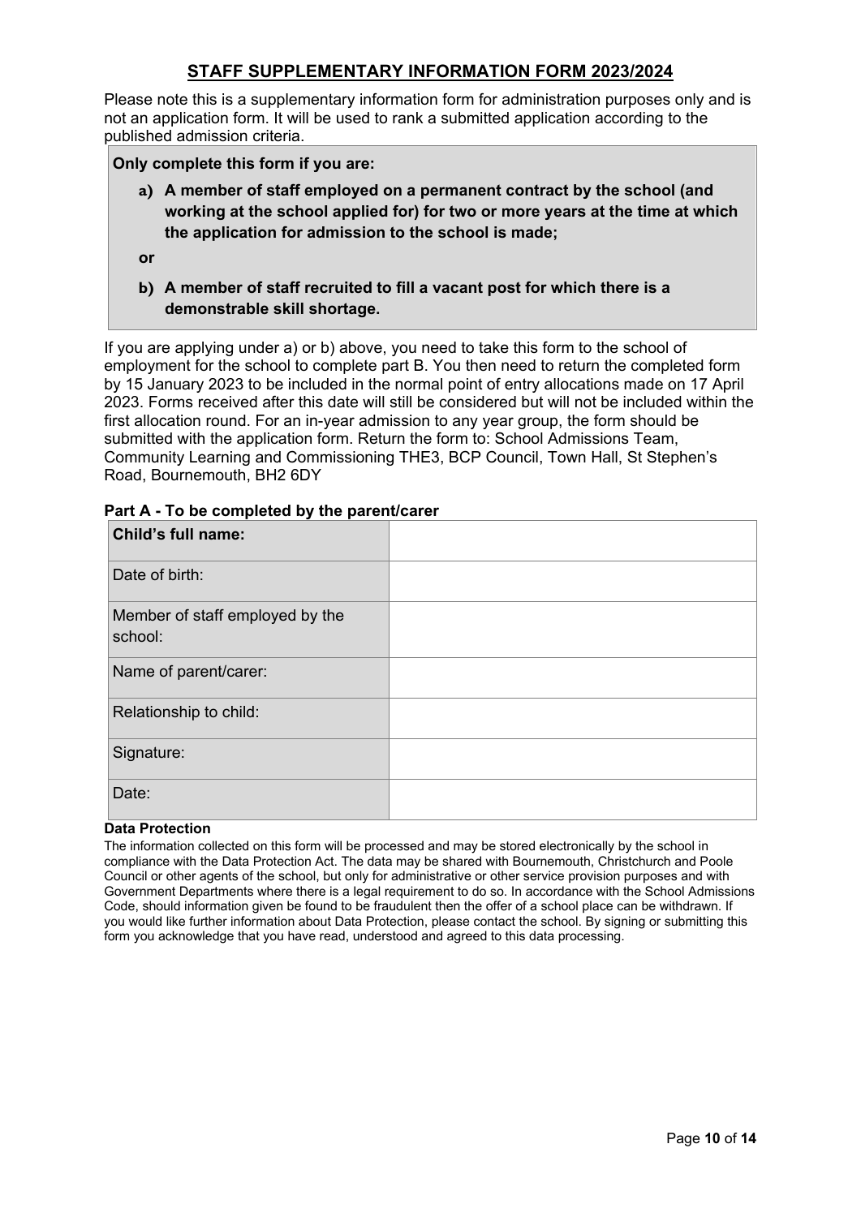# STAFF SUPPLEMENTARY INFORMATION FORM 2023/2024

Please note this is a supplementary information form for administration purposes only and is not an application form. It will be used to rank a submitted application according to the published admission criteria.

**Only complete this form if you are:**

**a) A member of staff employed on a permanent contract by the school (and working at the school applied for) for two or more years at the time at which the application for admission to the school is made;**

**or**

**b) A member of staff recruited to fill a vacant post for which there is a demonstrable skill shortage.**

If you are applying under a) or b) above, you need to take this form to the school of employment for the school to complete part B. You then need to return the completed form by 15 January 2023 to be included in the normal point of entry allocations made on 17 April 2023. Forms received after this date will still be considered but will not be included within the first allocation round. For an in-year admission to any year group, the form should be submitted with the application form. Return the form to: School Admissions Team, Community Learning and Commissioning THE3, BCP Council, Town Hall, St Stephen's Road, Bournemouth, BH2 6DY

## Part A - To be completed by the parent/carer

| **Child's full name:** | |
|---|---|
| Date of birth: | |
| Member of staff employed by the school: | |
| Name of parent/carer: | |
| Relationship to child: | |
| Signature: | |
| Date: | |

**Data Protection**

The information collected on this form will be processed and may be stored electronically by the school in compliance with the Data Protection Act. The data may be shared with Bournemouth, Christchurch and Poole Council or other agents of the school, but only for administrative or other service provision purposes and with Government Departments where there is a legal requirement to do so. In accordance with the School Admissions Code, should information given be found to be fraudulent then the offer of a school place can be withdrawn. If you would like further information about Data Protection, please contact the school. By signing or submitting this form you acknowledge that you have read, understood and agreed to this data processing.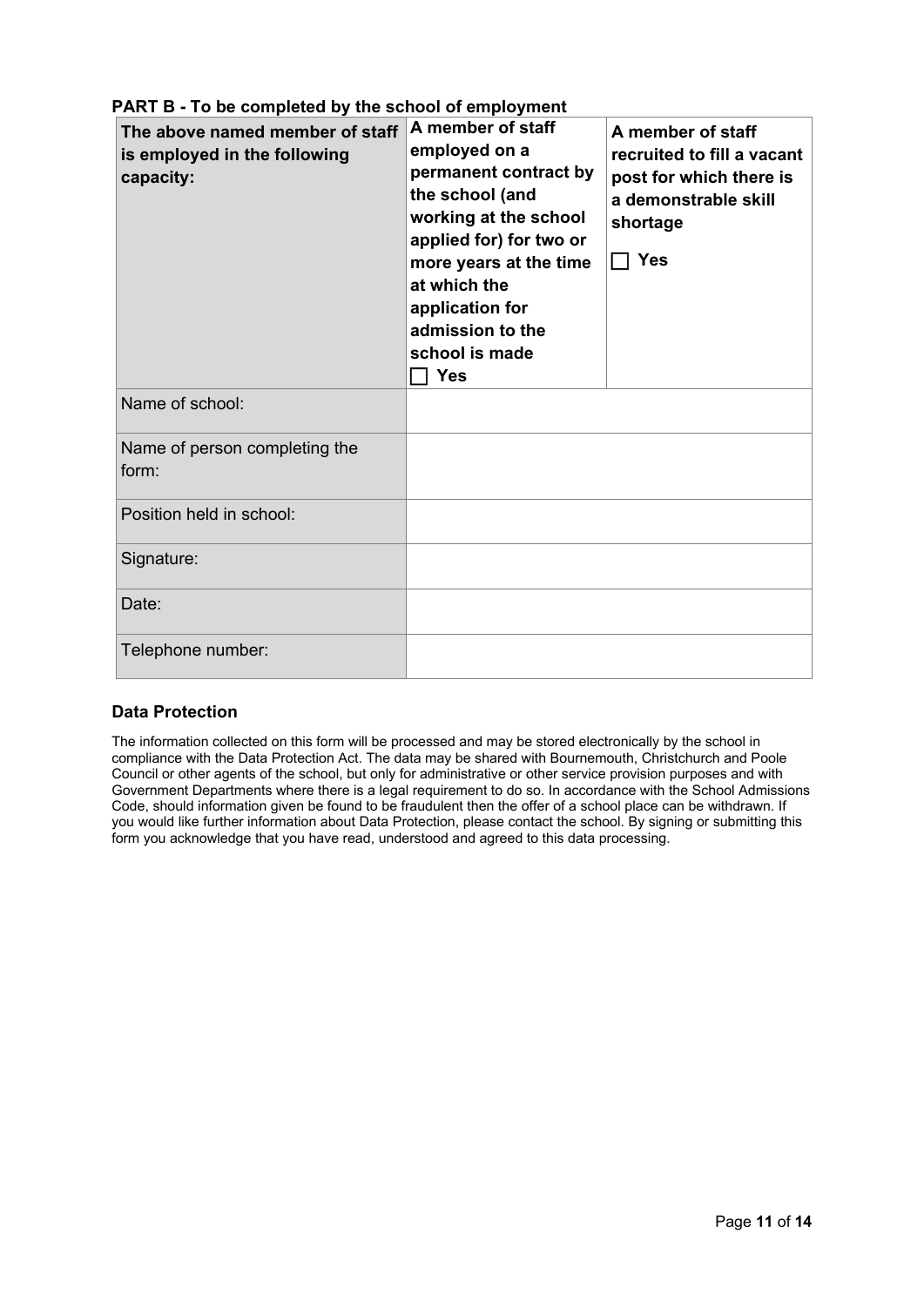## PART B - To be completed by the school of employment

| **The above named member of staff is employed in the following capacity:** | **A member of staff employed on a permanent contract by the school (and working at the school applied for) for two or more years at the time at which the application for admission to the school is made**<br>☐ **Yes** | **A member of staff recruited to fill a vacant post for which there is a demonstrable skill shortage**<br>☐ **Yes** |
|---|---|---|
| Name of school: | | |
| Name of person completing the form: | | |
| Position held in school: | | |
| Signature: | | |
| Date: | | |
| Telephone number: | | |

### Data Protection

The information collected on this form will be processed and may be stored electronically by the school in compliance with the Data Protection Act. The data may be shared with Bournemouth, Christchurch and Poole Council or other agents of the school, but only for administrative or other service provision purposes and with Government Departments where there is a legal requirement to do so. In accordance with the School Admissions Code, should information given be found to be fraudulent then the offer of a school place can be withdrawn. If you would like further information about Data Protection, please contact the school. By signing or submitting this form you acknowledge that you have read, understood and agreed to this data processing.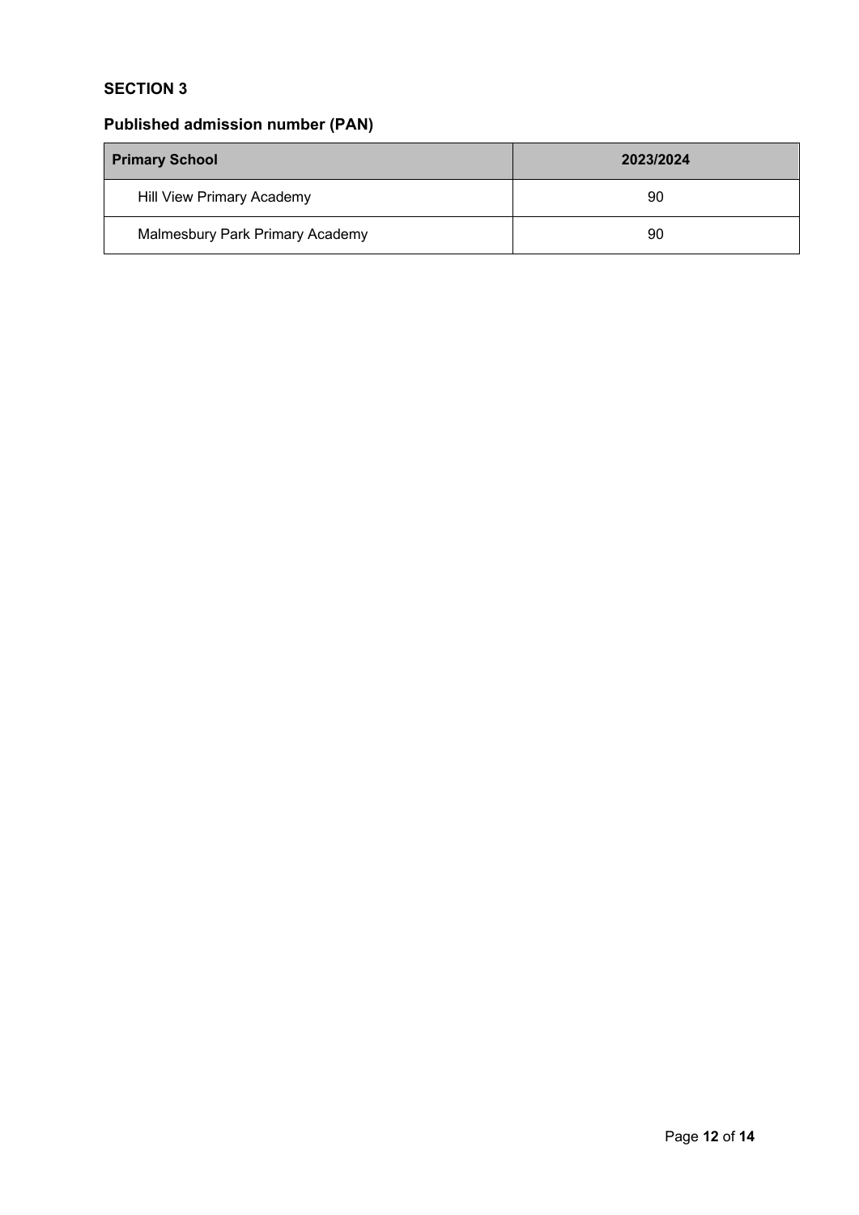## SECTION 3

### Published admission number (PAN)

| Primary School | 2023/2024 |
|---|---|
| Hill View Primary Academy | 90 |
| Malmesbury Park Primary Academy | 90 |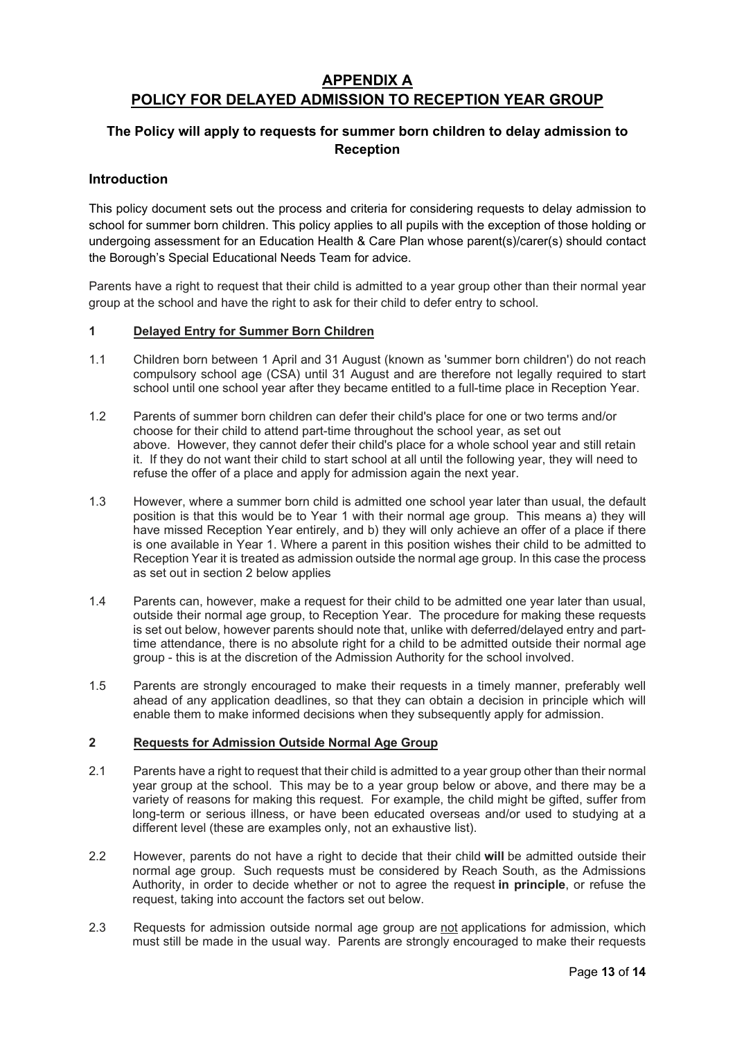# APPENDIX A
# POLICY FOR DELAYED ADMISSION TO RECEPTION YEAR GROUP

### The Policy will apply to requests for summer born children to delay admission to Reception

### Introduction

This policy document sets out the process and criteria for considering requests to delay admission to school for summer born children. This policy applies to all pupils with the exception of those holding or undergoing assessment for an Education Health & Care Plan whose parent(s)/carer(s) should contact the Borough's Special Educational Needs Team for advice.

Parents have a right to request that their child is admitted to a year group other than their normal year group at the school and have the right to ask for their child to defer entry to school.

**1 Delayed Entry for Summer Born Children**

1.1 Children born between 1 April and 31 August (known as 'summer born children') do not reach compulsory school age (CSA) until 31 August and are therefore not legally required to start school until one school year after they became entitled to a full-time place in Reception Year.

1.2 Parents of summer born children can defer their child's place for one or two terms and/or choose for their child to attend part-time throughout the school year, as set out above. However, they cannot defer their child's place for a whole school year and still retain it. If they do not want their child to start school at all until the following year, they will need to refuse the offer of a place and apply for admission again the next year.

1.3 However, where a summer born child is admitted one school year later than usual, the default position is that this would be to Year 1 with their normal age group. This means a) they will have missed Reception Year entirely, and b) they will only achieve an offer of a place if there is one available in Year 1. Where a parent in this position wishes their child to be admitted to Reception Year it is treated as admission outside the normal age group. In this case the process as set out in section 2 below applies

1.4 Parents can, however, make a request for their child to be admitted one year later than usual, outside their normal age group, to Reception Year. The procedure for making these requests is set out below, however parents should note that, unlike with deferred/delayed entry and part-time attendance, there is no absolute right for a child to be admitted outside their normal age group - this is at the discretion of the Admission Authority for the school involved.

1.5 Parents are strongly encouraged to make their requests in a timely manner, preferably well ahead of any application deadlines, so that they can obtain a decision in principle which will enable them to make informed decisions when they subsequently apply for admission.

**2 Requests for Admission Outside Normal Age Group**

2.1 Parents have a right to request that their child is admitted to a year group other than their normal year group at the school. This may be to a year group below or above, and there may be a variety of reasons for making this request. For example, the child might be gifted, suffer from long-term or serious illness, or have been educated overseas and/or used to studying at a different level (these are examples only, not an exhaustive list).

2.2 However, parents do not have a right to decide that their child **will** be admitted outside their normal age group. Such requests must be considered by Reach South, as the Admissions Authority, in order to decide whether or not to agree the request **in principle**, or refuse the request, taking into account the factors set out below.

2.3 Requests for admission outside normal age group are not applications for admission, which must still be made in the usual way. Parents are strongly encouraged to make their requests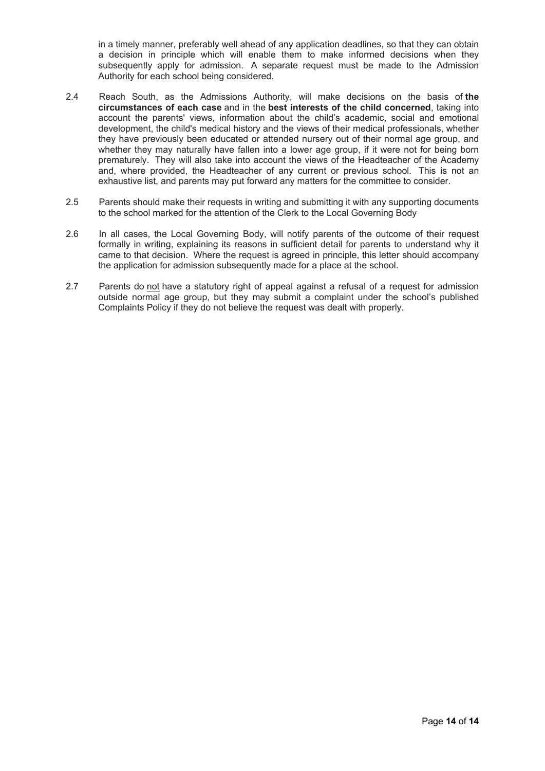in a timely manner, preferably well ahead of any application deadlines, so that they can obtain a decision in principle which will enable them to make informed decisions when they subsequently apply for admission. A separate request must be made to the Admission Authority for each school being considered.

2.4 Reach South, as the Admissions Authority, will make decisions on the basis of **the circumstances of each case** and in the **best interests of the child concerned**, taking into account the parents' views, information about the child's academic, social and emotional development, the child's medical history and the views of their medical professionals, whether they have previously been educated or attended nursery out of their normal age group, and whether they may naturally have fallen into a lower age group, if it were not for being born prematurely. They will also take into account the views of the Headteacher of the Academy and, where provided, the Headteacher of any current or previous school. This is not an exhaustive list, and parents may put forward any matters for the committee to consider.

2.5 Parents should make their requests in writing and submitting it with any supporting documents to the school marked for the attention of the Clerk to the Local Governing Body

2.6 In all cases, the Local Governing Body, will notify parents of the outcome of their request formally in writing, explaining its reasons in sufficient detail for parents to understand why it came to that decision. Where the request is agreed in principle, this letter should accompany the application for admission subsequently made for a place at the school.

2.7 Parents do <u>not</u> have a statutory right of appeal against a refusal of a request for admission outside normal age group, but they may submit a complaint under the school's published Complaints Policy if they do not believe the request was dealt with properly.